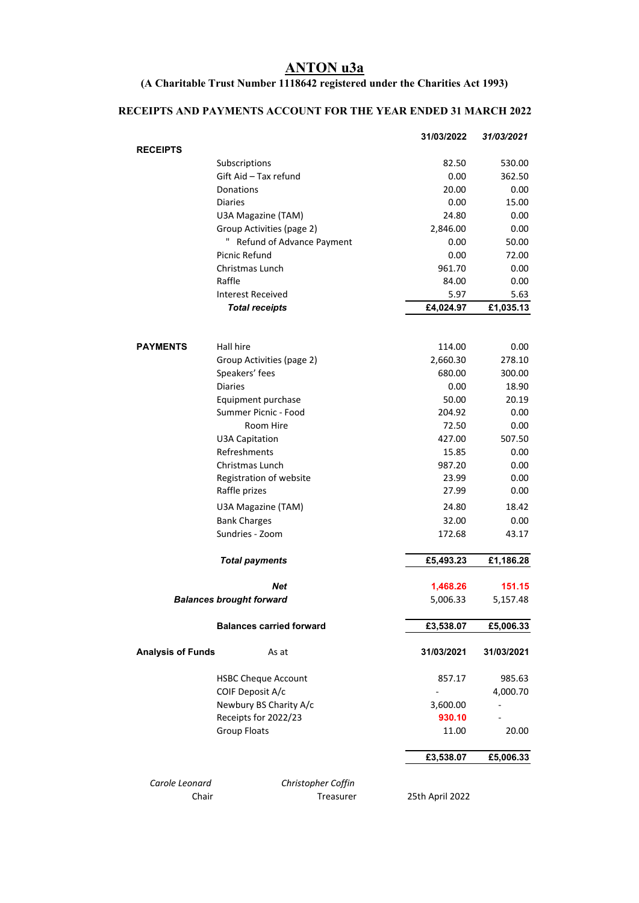# ANTON u3a

**(A Charitable Trust Number 1118642 registered under the Charities Act 1993)**

**RECEIPTS AND PAYMENTS ACCOUNT FOR THE YEAR ENDED 31 MARCH 2022**

| | | 31/03/2022 | *31/03/2021* |
|---|---|---|---|
| **RECEIPTS** | | | |
| | Subscriptions | 82.50 | 530.00 |
| | Gift Aid – Tax refund | 0.00 | 362.50 |
| | Donations | 20.00 | 0.00 |
| | Diaries | 0.00 | 15.00 |
| | U3A Magazine (TAM) | 24.80 | 0.00 |
| | Group Activities (page 2) | 2,846.00 | 0.00 |
| | " Refund of Advance Payment | 0.00 | 50.00 |
| | Picnic Refund | 0.00 | 72.00 |
| | Christmas Lunch | 961.70 | 0.00 |
| | Raffle | 84.00 | 0.00 |
| | Interest Received | 5.97 | 5.63 |
| | ***Total receipts*** | **£4,024.97** | **£1,035.13** |
| **PAYMENTS** | Hall hire | 114.00 | 0.00 |
| | Group Activities (page 2) | 2,660.30 | 278.10 |
| | Speakers' fees | 680.00 | 300.00 |
| | Diaries | 0.00 | 18.90 |
| | Equipment purchase | 50.00 | 20.19 |
| | Summer Picnic - Food | 204.92 | 0.00 |
| | Room Hire | 72.50 | 0.00 |
| | U3A Capitation | 427.00 | 507.50 |
| | Refreshments | 15.85 | 0.00 |
| | Christmas Lunch | 987.20 | 0.00 |
| | Registration of website | 23.99 | 0.00 |
| | Raffle prizes | 27.99 | 0.00 |
| | U3A Magazine (TAM) | 24.80 | 18.42 |
| | Bank Charges | 32.00 | 0.00 |
| | Sundries - Zoom | 172.68 | 43.17 |
| | ***Total payments*** | **£5,493.23** | **£1,186.28** |
| | ***Net*** | 1,468.26 | 151.15 |
| | ***Balances brought forward*** | 5,006.33 | 5,157.48 |
| | **Balances carried forward** | **£3,538.07** | **£5,006.33** |
| **Analysis of Funds** | As at | **31/03/2021** | **31/03/2021** |
| | HSBC Cheque Account | 857.17 | 985.63 |
| | COIF Deposit A/c | - | 4,000.70 |
| | Newbury BS Charity A/c | 3,600.00 | - |
| | Receipts for 2022/23 | 930.10 | - |
| | Group Floats | 11.00 | 20.00 |
| | | **£3,538.07** | **£5,006.33** |

*Carole Leonard* — Chair

*Christopher Coffin* — Treasurer

25th April 2022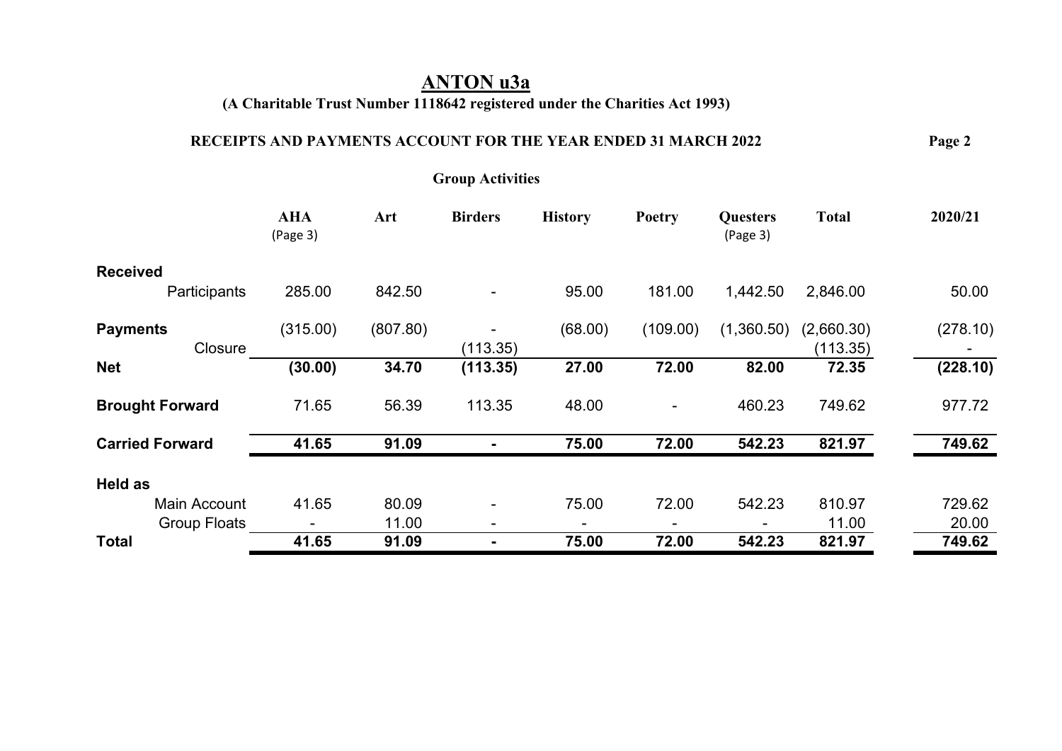# ANTON u3a

**(A Charitable Trust Number 1118642 registered under the Charities Act 1993)**

**RECEIPTS AND PAYMENTS ACCOUNT FOR THE YEAR ENDED 31 MARCH 2022**

**Group Activities**

| | AHA (Page 3) | Art | Birders | History | Poetry | Questers (Page 3) | Total | 2020/21 |
|---|---|---|---|---|---|---|---|---|
| **Received** | | | | | | | | |
| Participants | 285.00 | 842.50 | - | 95.00 | 181.00 | 1,442.50 | 2,846.00 | 50.00 |
| **Payments** | (315.00) | (807.80) | - | (68.00) | (109.00) | (1,360.50) | (2,660.30) | (278.10) |
| Closure | | | (113.35) | | | | (113.35) | - |
| **Net** | **(30.00)** | **34.70** | **(113.35)** | **27.00** | **72.00** | **82.00** | **72.35** | **(228.10)** |
| **Brought Forward** | 71.65 | 56.39 | 113.35 | 48.00 | - | 460.23 | 749.62 | 977.72 |
| **Carried Forward** | **41.65** | **91.09** | **-** | **75.00** | **72.00** | **542.23** | **821.97** | **749.62** |
| **Held as** | | | | | | | | |
| Main Account | 41.65 | 80.09 | - | 75.00 | 72.00 | 542.23 | 810.97 | 729.62 |
| Group Floats | - | 11.00 | - | - | - | - | 11.00 | 20.00 |
| **Total** | **41.65** | **91.09** | **-** | **75.00** | **72.00** | **542.23** | **821.97** | **749.62** |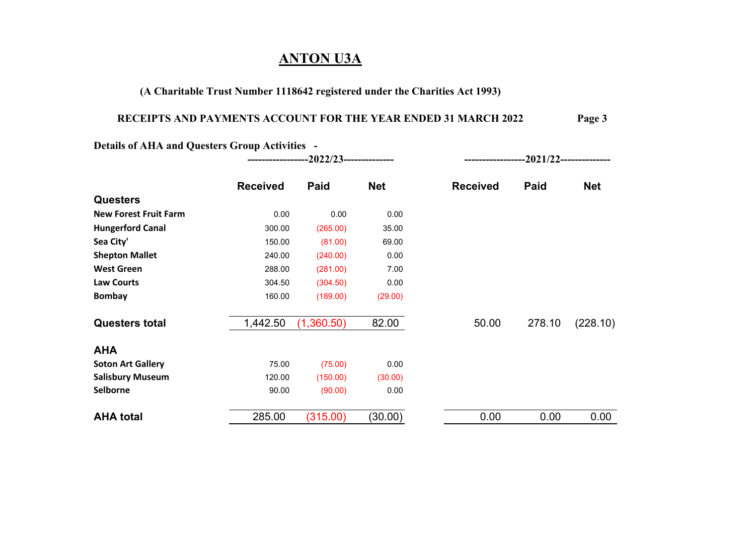# ANTON U3A

**(A Charitable Trust Number 1118642 registered under the Charities Act 1993)**

**RECEIPTS AND PAYMENTS ACCOUNT FOR THE YEAR ENDED 31 MARCH 2022**

**Details of AHA and Questers Group Activities -**

| | 2022/23 | | | 2021/22 | | |
|---|---|---|---|---|---|---|
| | **Received** | **Paid** | **Net** | **Received** | **Paid** | **Net** |
| **Questers** | | | | | | |
| **New Forest Fruit Farm** | 0.00 | 0.00 | 0.00 | | | |
| **Hungerford Canal** | 300.00 | (265.00) | 35.00 | | | |
| **Sea City'** | 150.00 | (81.00) | 69.00 | | | |
| **Shepton Mallet** | 240.00 | (240.00) | 0.00 | | | |
| **West Green** | 288.00 | (281.00) | 7.00 | | | |
| **Law Courts** | 304.50 | (304.50) | 0.00 | | | |
| **Bombay** | 160.00 | (189.00) | (29.00) | | | |
| **Questers total** | 1,442.50 | (1,360.50) | 82.00 | 50.00 | 278.10 | (228.10) |
| **AHA** | | | | | | |
| **Soton Art Gallery** | 75.00 | (75.00) | 0.00 | | | |
| **Salisbury Museum** | 120.00 | (150.00) | (30.00) | | | |
| **Selborne** | 90.00 | (90.00) | 0.00 | | | |
| **AHA total** | 285.00 | (315.00) | (30.00) | 0.00 | 0.00 | 0.00 |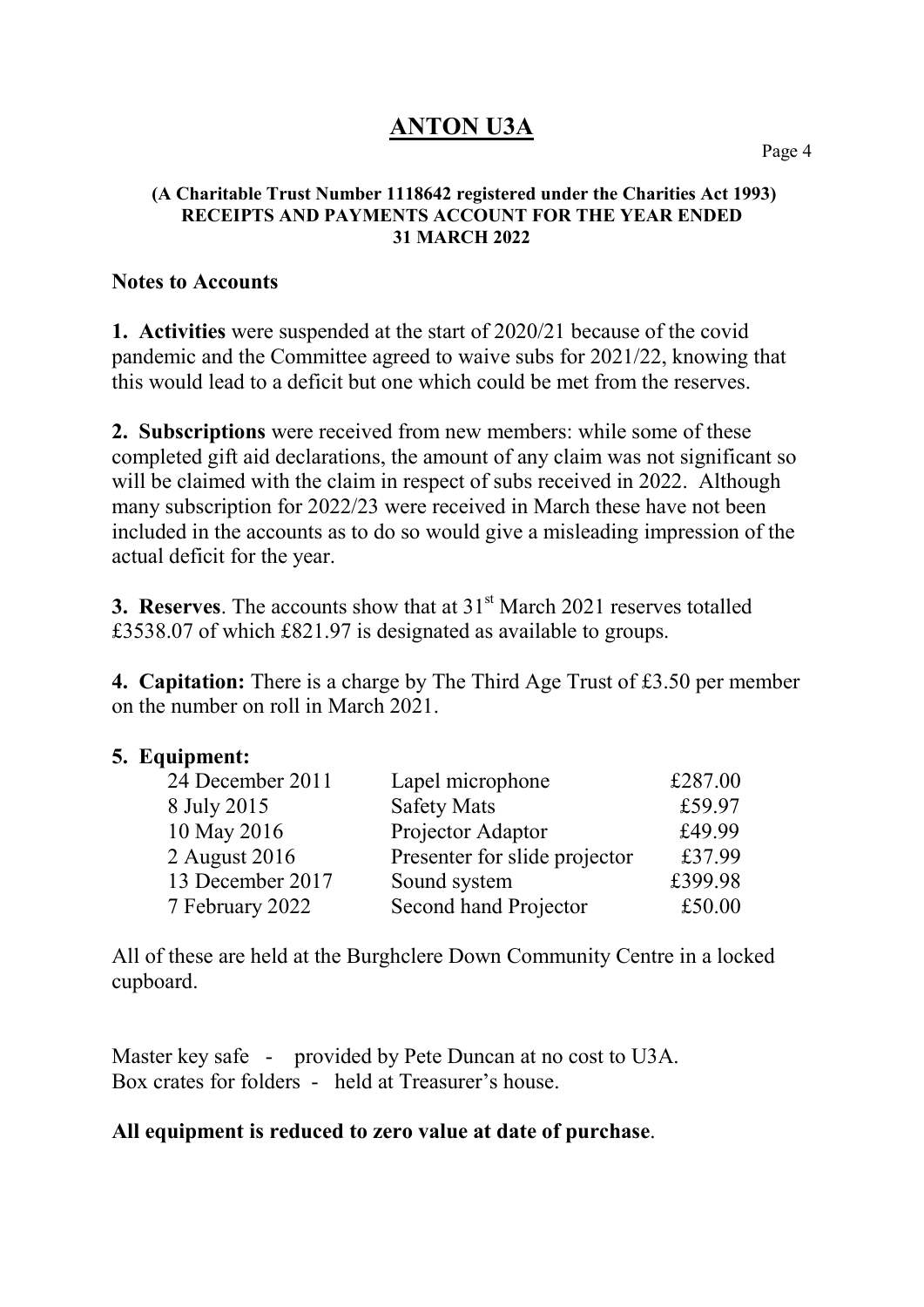# ANTON U3A

**(A Charitable Trust Number 1118642 registered under the Charities Act 1993)**
**RECEIPTS AND PAYMENTS ACCOUNT FOR THE YEAR ENDED**
**31 MARCH 2022**

## Notes to Accounts

**1. Activities** were suspended at the start of 2020/21 because of the covid pandemic and the Committee agreed to waive subs for 2021/22, knowing that this would lead to a deficit but one which could be met from the reserves.

**2. Subscriptions** were received from new members: while some of these completed gift aid declarations, the amount of any claim was not significant so will be claimed with the claim in respect of subs received in 2022. Although many subscription for 2022/23 were received in March these have not been included in the accounts as to do so would give a misleading impression of the actual deficit for the year.

**3. Reserves**. The accounts show that at 31st March 2021 reserves totalled £3538.07 of which £821.97 is designated as available to groups.

**4. Capitation:** There is a charge by The Third Age Trust of £3.50 per member on the number on roll in March 2021.

**5. Equipment:**

| | | |
|---|---|---|
| 24 December 2011 | Lapel microphone | £287.00 |
| 8 July 2015 | Safety Mats | £59.97 |
| 10 May 2016 | Projector Adaptor | £49.99 |
| 2 August 2016 | Presenter for slide projector | £37.99 |
| 13 December 2017 | Sound system | £399.98 |
| 7 February 2022 | Second hand Projector | £50.00 |

All of these are held at the Burghclere Down Community Centre in a locked cupboard.

Master key safe - provided by Pete Duncan at no cost to U3A.
Box crates for folders - held at Treasurer's house.

**All equipment is reduced to zero value at date of purchase**.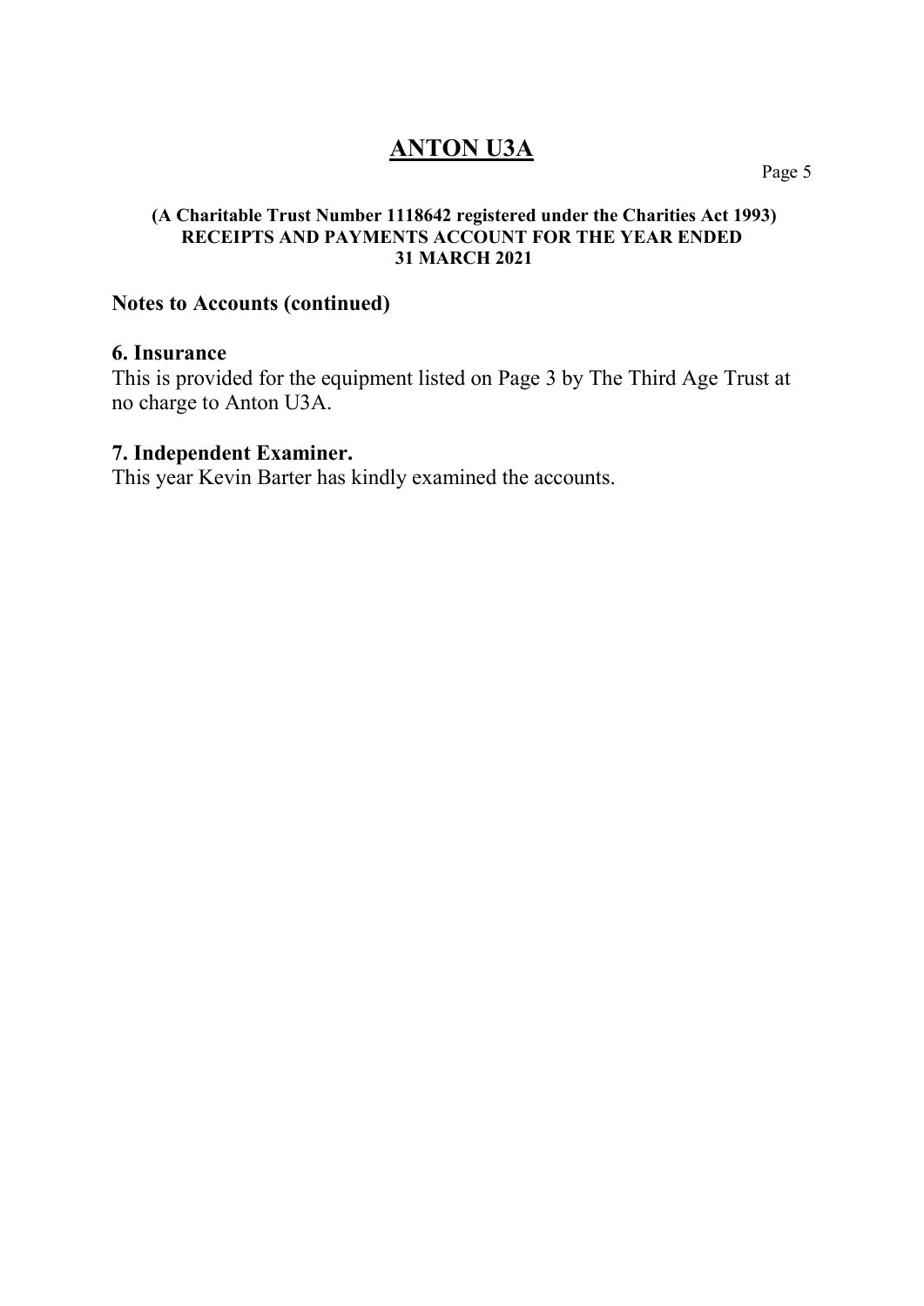# ANTON U3A

**(A Charitable Trust Number 1118642 registered under the Charities Act 1993)**
**RECEIPTS AND PAYMENTS ACCOUNT FOR THE YEAR ENDED**
**31 MARCH 2021**

## Notes to Accounts (continued)

### 6. Insurance

This is provided for the equipment listed on Page 3 by The Third Age Trust at no charge to Anton U3A.

### 7. Independent Examiner.

This year Kevin Barter has kindly examined the accounts.